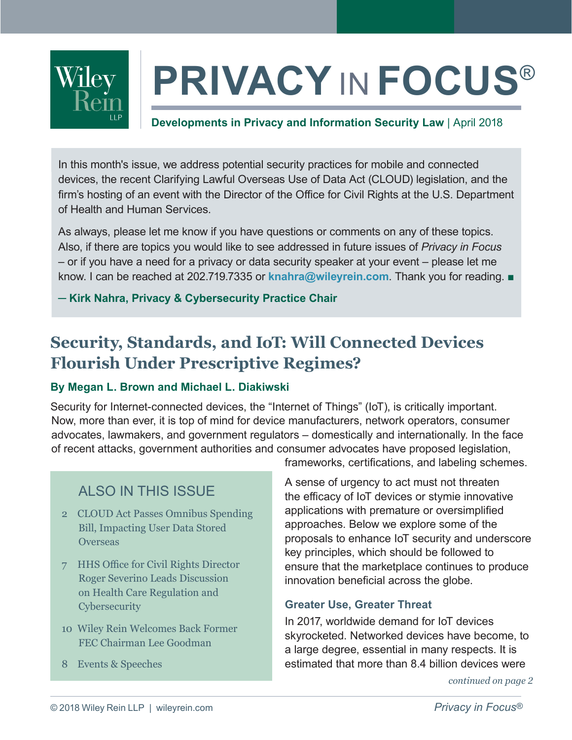# PRIVACY IN FOCUS®

**Developments in Privacy and Information Security Law** | April 2018

In this month's issue, we address potential security practices for mobile and connected devices, the recent Clarifying Lawful Overseas Use of Data Act (CLOUD) legislation, and the firm's hosting of an event with the Director of the Office for Civil Rights at the U.S. Department of Health and Human Services.

As always, please let me know if you have questions or comments on any of these topics. Also, if there are topics you would like to see addressed in future issues of *Privacy in Focus* – or if you have a need for a privacy or data security speaker at your event – please let me know. I can be reached at 202.719.7335 or **knahra@wileyrein.com**. Thank you for reading. ■

**— Kirk Nahra, Privacy & Cybersecurity Practice Chair**

## Security, Standards, and IoT: Will Connected Devices Flourish Under Prescriptive Regimes?

**By Megan L. Brown and Michael L. Diakiwski**

Security for Internet-connected devices, the "Internet of Things" (IoT), is critically important. Now, more than ever, it is top of mind for device manufacturers, network operators, consumer advocates, lawmakers, and government regulators – domestically and internationally. In the face of recent attacks, government authorities and consumer advocates have proposed legislation, frameworks, certifications, and labeling schemes.

A sense of urgency to act must not threaten the efficacy of IoT devices or stymie innovative applications with premature or oversimplified approaches. Below we explore some of the proposals to enhance IoT security and underscore key principles, which should be followed to ensure that the marketplace continues to produce innovation beneficial across the globe.

### Greater Use, Greater Threat

In 2017, worldwide demand for IoT devices skyrocketed. Networked devices have become, to a large degree, essential in many respects. It is estimated that more than 8.4 billion devices were

*continued on page 2*

### ALSO IN THIS ISSUE

- 2 CLOUD Act Passes Omnibus Spending Bill, Impacting User Data Stored Overseas
- 7 HHS Office for Civil Rights Director Roger Severino Leads Discussion on Health Care Regulation and Cybersecurity
- 10 Wiley Rein Welcomes Back Former FEC Chairman Lee Goodman
- 8 Events & Speeches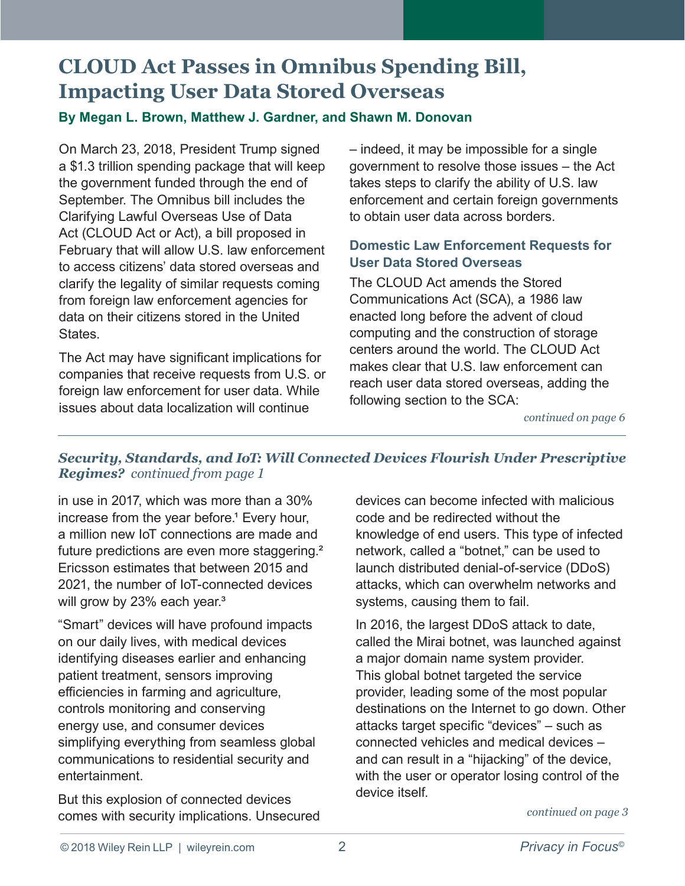# CLOUD Act Passes in Omnibus Spending Bill, Impacting User Data Stored Overseas

**By Megan L. Brown, Matthew J. Gardner, and Shawn M. Donovan**

On March 23, 2018, President Trump signed a $1.3 trillion spending package that will keep the government funded through the end of September. The Omnibus bill includes the Clarifying Lawful Overseas Use of Data Act (CLOUD Act or Act), a bill proposed in February that will allow U.S. law enforcement to access citizens' data stored overseas and clarify the legality of similar requests coming from foreign law enforcement agencies for data on their citizens stored in the United States.

The Act may have significant implications for companies that receive requests from U.S. or foreign law enforcement for user data. While issues about data localization will continue – indeed, it may be impossible for a single government to resolve those issues – the Act takes steps to clarify the ability of U.S. law enforcement and certain foreign governments to obtain user data across borders.

### Domestic Law Enforcement Requests for User Data Stored Overseas

The CLOUD Act amends the Stored Communications Act (SCA), a 1986 law enacted long before the advent of cloud computing and the construction of storage centers around the world. The CLOUD Act makes clear that U.S. law enforcement can reach user data stored overseas, adding the following section to the SCA:

*continued on page 6*

---

## *Security, Standards, and IoT: Will Connected Devices Flourish Under Prescriptive Regimes?* *continued from page 1*

in use in 2017, which was more than a 30% increase from the year before.[1] Every hour, a million new IoT connections are made and future predictions are even more staggering.[2] Ericsson estimates that between 2015 and 2021, the number of IoT-connected devices will grow by 23% each year.[3]

"Smart" devices will have profound impacts on our daily lives, with medical devices identifying diseases earlier and enhancing patient treatment, sensors improving efficiencies in farming and agriculture, controls monitoring and conserving energy use, and consumer devices simplifying everything from seamless global communications to residential security and entertainment.

But this explosion of connected devices comes with security implications. Unsecured devices can become infected with malicious code and be redirected without the knowledge of end users. This type of infected network, called a "botnet," can be used to launch distributed denial-of-service (DDoS) attacks, which can overwhelm networks and systems, causing them to fail.

In 2016, the largest DDoS attack to date, called the Mirai botnet, was launched against a major domain name system provider. This global botnet targeted the service provider, leading some of the most popular destinations on the Internet to go down. Other attacks target specific "devices" – such as connected vehicles and medical devices – and can result in a "hijacking" of the device, with the user or operator losing control of the device itself.

*continued on page 3*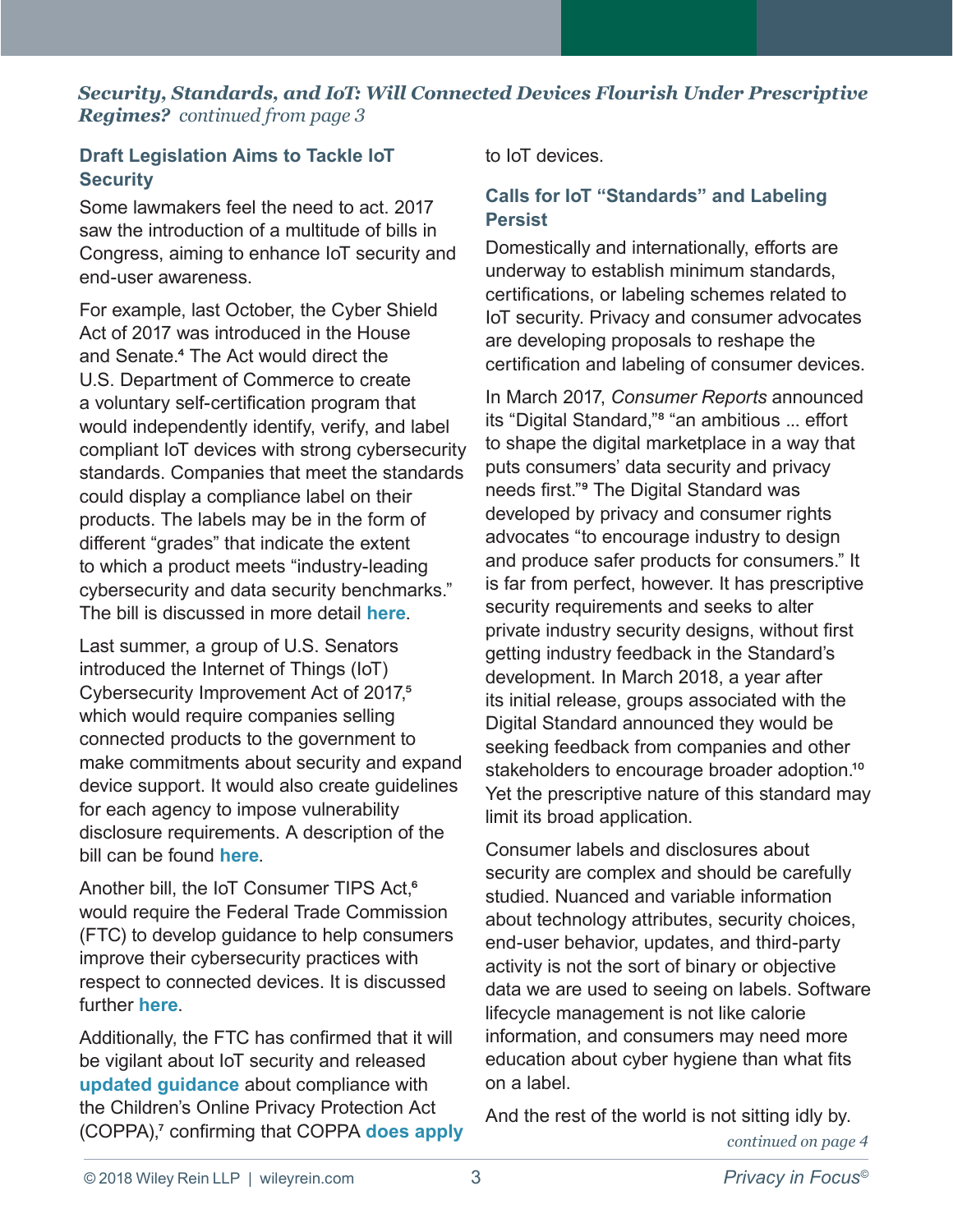***Security, Standards, and IoT: Will Connected Devices Flourish Under Prescriptive Regimes?*** *continued from page 3*

## Draft Legislation Aims to Tackle IoT Security

Some lawmakers feel the need to act. 2017 saw the introduction of a multitude of bills in Congress, aiming to enhance IoT security and end-user awareness.

For example, last October, the Cyber Shield Act of 2017 was introduced in the House and Senate.[4] The Act would direct the U.S. Department of Commerce to create a voluntary self-certification program that would independently identify, verify, and label compliant IoT devices with strong cybersecurity standards. Companies that meet the standards could display a compliance label on their products. The labels may be in the form of different "grades" that indicate the extent to which a product meets "industry-leading cybersecurity and data security benchmarks." The bill is discussed in more detail **here**.

Last summer, a group of U.S. Senators introduced the Internet of Things (IoT) Cybersecurity Improvement Act of 2017,[5] which would require companies selling connected products to the government to make commitments about security and expand device support. It would also create guidelines for each agency to impose vulnerability disclosure requirements. A description of the bill can be found **here**.

Another bill, the IoT Consumer TIPS Act,[6] would require the Federal Trade Commission (FTC) to develop guidance to help consumers improve their cybersecurity practices with respect to connected devices. It is discussed further **here**.

Additionally, the FTC has confirmed that it will be vigilant about IoT security and released **updated guidance** about compliance with the Children's Online Privacy Protection Act (COPPA),[7] confirming that COPPA **does apply** to IoT devices.

## Calls for IoT "Standards" and Labeling Persist

Domestically and internationally, efforts are underway to establish minimum standards, certifications, or labeling schemes related to IoT security. Privacy and consumer advocates are developing proposals to reshape the certification and labeling of consumer devices.

In March 2017, *Consumer Reports* announced its "Digital Standard,"[8] "an ambitious ... effort to shape the digital marketplace in a way that puts consumers' data security and privacy needs first."[9] The Digital Standard was developed by privacy and consumer rights advocates "to encourage industry to design and produce safer products for consumers." It is far from perfect, however. It has prescriptive security requirements and seeks to alter private industry security designs, without first getting industry feedback in the Standard's development. In March 2018, a year after its initial release, groups associated with the Digital Standard announced they would be seeking feedback from companies and other stakeholders to encourage broader adoption.[10] Yet the prescriptive nature of this standard may limit its broad application.

Consumer labels and disclosures about security are complex and should be carefully studied. Nuanced and variable information about technology attributes, security choices, end-user behavior, updates, and third-party activity is not the sort of binary or objective data we are used to seeing on labels. Software lifecycle management is not like calorie information, and consumers may need more education about cyber hygiene than what fits on a label.

And the rest of the world is not sitting idly by.

*continued on page 4*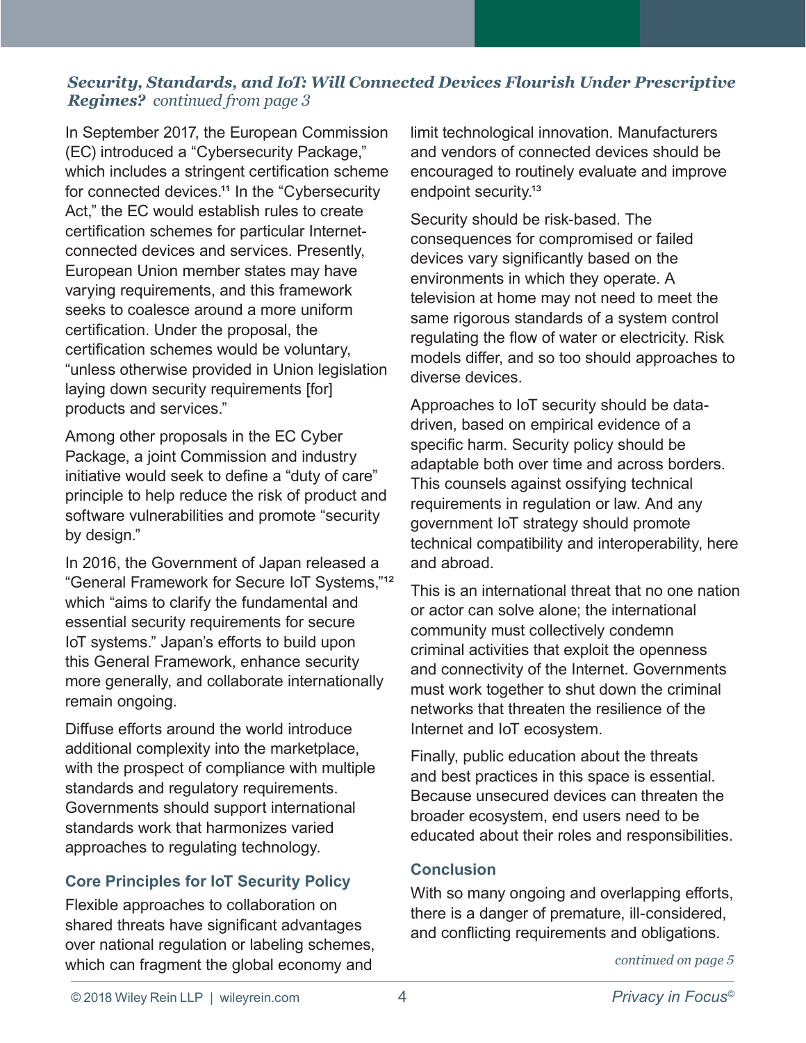***Security, Standards, and IoT: Will Connected Devices Flourish Under Prescriptive Regimes?*** *continued from page 3*

In September 2017, the European Commission (EC) introduced a "Cybersecurity Package," which includes a stringent certification scheme for connected devices.[11] In the "Cybersecurity Act," the EC would establish rules to create certification schemes for particular Internet-connected devices and services. Presently, European Union member states may have varying requirements, and this framework seeks to coalesce around a more uniform certification. Under the proposal, the certification schemes would be voluntary, "unless otherwise provided in Union legislation laying down security requirements [for] products and services."

Among other proposals in the EC Cyber Package, a joint Commission and industry initiative would seek to define a "duty of care" principle to help reduce the risk of product and software vulnerabilities and promote "security by design."

In 2016, the Government of Japan released a "General Framework for Secure IoT Systems,"[12] which "aims to clarify the fundamental and essential security requirements for secure IoT systems." Japan's efforts to build upon this General Framework, enhance security more generally, and collaborate internationally remain ongoing.

Diffuse efforts around the world introduce additional complexity into the marketplace, with the prospect of compliance with multiple standards and regulatory requirements. Governments should support international standards work that harmonizes varied approaches to regulating technology.

### Core Principles for IoT Security Policy

Flexible approaches to collaboration on shared threats have significant advantages over national regulation or labeling schemes, which can fragment the global economy and limit technological innovation. Manufacturers and vendors of connected devices should be encouraged to routinely evaluate and improve endpoint security.[13]

Security should be risk-based. The consequences for compromised or failed devices vary significantly based on the environments in which they operate. A television at home may not need to meet the same rigorous standards of a system control regulating the flow of water or electricity. Risk models differ, and so too should approaches to diverse devices.

Approaches to IoT security should be data-driven, based on empirical evidence of a specific harm. Security policy should be adaptable both over time and across borders. This counsels against ossifying technical requirements in regulation or law. And any government IoT strategy should promote technical compatibility and interoperability, here and abroad.

This is an international threat that no one nation or actor can solve alone; the international community must collectively condemn criminal activities that exploit the openness and connectivity of the Internet. Governments must work together to shut down the criminal networks that threaten the resilience of the Internet and IoT ecosystem.

Finally, public education about the threats and best practices in this space is essential. Because unsecured devices can threaten the broader ecosystem, end users need to be educated about their roles and responsibilities.

### Conclusion

With so many ongoing and overlapping efforts, there is a danger of premature, ill-considered, and conflicting requirements and obligations.

*continued on page 5*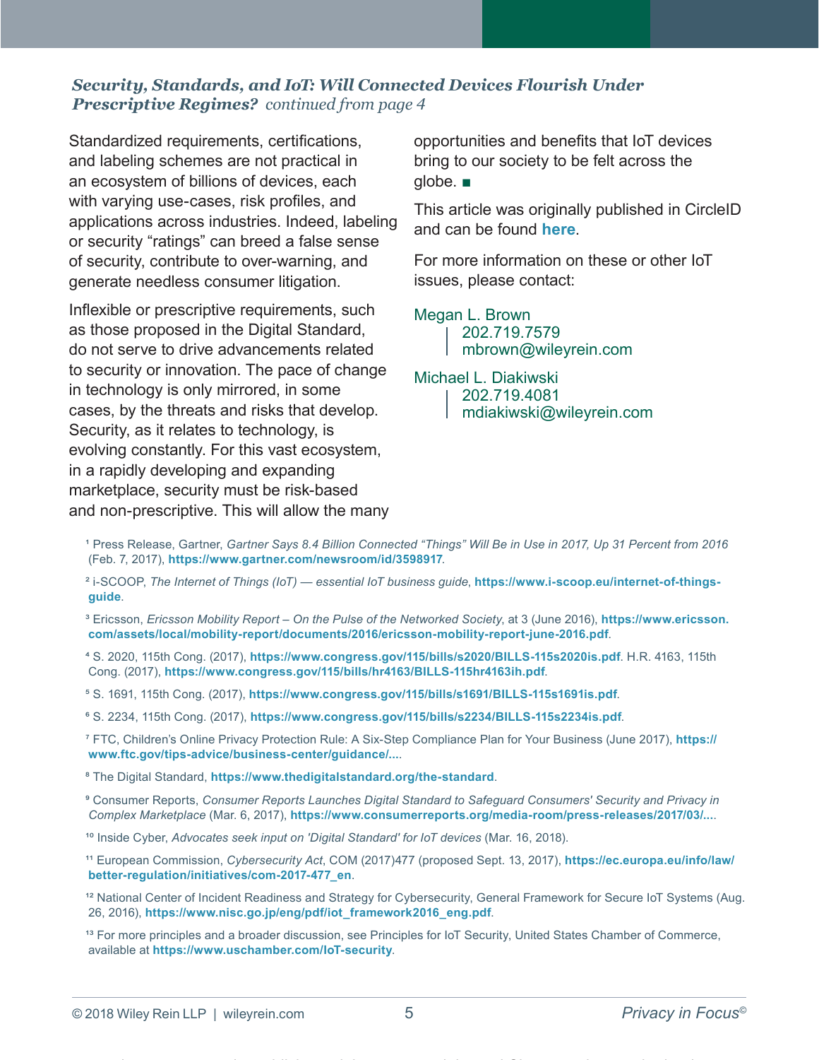***Security, Standards, and IoT: Will Connected Devices Flourish Under Prescriptive Regimes?*** *continued from page 4*

Standardized requirements, certifications, and labeling schemes are not practical in an ecosystem of billions of devices, each with varying use-cases, risk profiles, and applications across industries. Indeed, labeling or security "ratings" can breed a false sense of security, contribute to over-warning, and generate needless consumer litigation.

Inflexible or prescriptive requirements, such as those proposed in the Digital Standard, do not serve to drive advancements related to security or innovation. The pace of change in technology is only mirrored, in some cases, by the threats and risks that develop. Security, as it relates to technology, is evolving constantly. For this vast ecosystem, in a rapidly developing and expanding marketplace, security must be risk-based and non-prescriptive. This will allow the many opportunities and benefits that IoT devices bring to our society to be felt across the globe. ■

This article was originally published in CircleID and can be found **here**.

For more information on these or other IoT issues, please contact:

Megan L. Brown
202.719.7579
mbrown@wileyrein.com

Michael L. Diakiwski
202.719.4081
mdiakiwski@wileyrein.com

[1] Press Release, Gartner, *Gartner Says 8.4 Billion Connected "Things" Will Be in Use in 2017, Up 31 Percent from 2016* (Feb. 7, 2017), **https://www.gartner.com/newsroom/id/3598917**.

[2] i-SCOOP, *The Internet of Things (IoT) — essential IoT business guide*, **https://www.i-scoop.eu/internet-of-things-guide**.

[3] Ericsson, *Ericsson Mobility Report – On the Pulse of the Networked Society*, at 3 (June 2016), **https://www.ericsson.com/assets/local/mobility-report/documents/2016/ericsson-mobility-report-june-2016.pdf**.

[4] S. 2020, 115th Cong. (2017), **https://www.congress.gov/115/bills/s2020/BILLS-115s2020is.pdf**. H.R. 4163, 115th Cong. (2017), **https://www.congress.gov/115/bills/hr4163/BILLS-115hr4163ih.pdf**.

[5] S. 1691, 115th Cong. (2017), **https://www.congress.gov/115/bills/s1691/BILLS-115s1691is.pdf**.

[6] S. 2234, 115th Cong. (2017), **https://www.congress.gov/115/bills/s2234/BILLS-115s2234is.pdf**.

[7] FTC, Children's Online Privacy Protection Rule: A Six-Step Compliance Plan for Your Business (June 2017), **https://www.ftc.gov/tips-advice/business-center/guidance/...**.

[8] The Digital Standard, **https://www.thedigitalstandard.org/the-standard**.

[9] Consumer Reports, *Consumer Reports Launches Digital Standard to Safeguard Consumers' Security and Privacy in Complex Marketplace* (Mar. 6, 2017), **https://www.consumerreports.org/media-room/press-releases/2017/03/...**.

[10] Inside Cyber, *Advocates seek input on 'Digital Standard' for IoT devices* (Mar. 16, 2018).

[11] European Commission, *Cybersecurity Act*, COM (2017)477 (proposed Sept. 13, 2017), **https://ec.europa.eu/info/law/better-regulation/initiatives/com-2017-477_en**.

[12] National Center of Incident Readiness and Strategy for Cybersecurity, General Framework for Secure IoT Systems (Aug. 26, 2016), **https://www.nisc.go.jp/eng/pdf/iot_framework2016_eng.pdf**.

[13] For more principles and a broader discussion, see Principles for IoT Security, United States Chamber of Commerce, available at **https://www.uschamber.com/IoT-security**.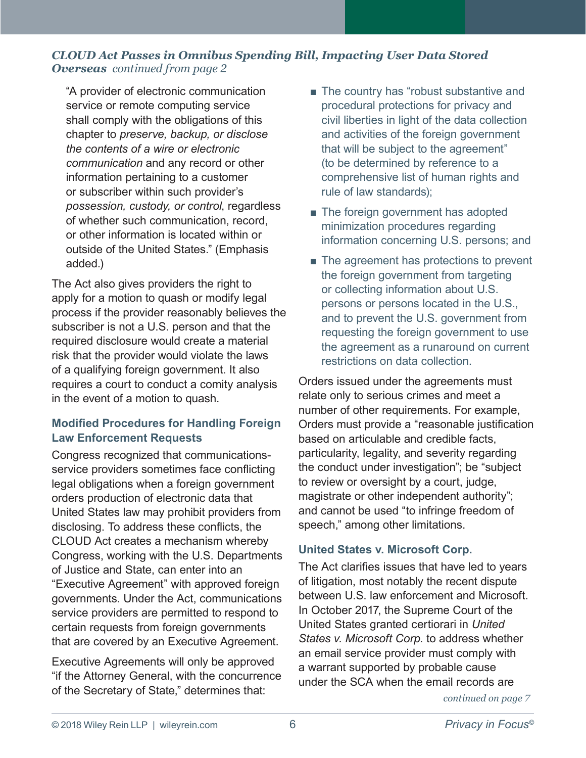*CLOUD Act Passes in Omnibus Spending Bill, Impacting User Data Stored Overseas continued from page 2*

> "A provider of electronic communication service or remote computing service shall comply with the obligations of this chapter to *preserve, backup, or disclose the contents of a wire or electronic communication* and any record or other information pertaining to a customer or subscriber within such provider's *possession, custody, or control*, regardless of whether such communication, record, or other information is located within or outside of the United States." (Emphasis added.)

The Act also gives providers the right to apply for a motion to quash or modify legal process if the provider reasonably believes the subscriber is not a U.S. person and that the required disclosure would create a material risk that the provider would violate the laws of a qualifying foreign government. It also requires a court to conduct a comity analysis in the event of a motion to quash.

### Modified Procedures for Handling Foreign Law Enforcement Requests

Congress recognized that communications-service providers sometimes face conflicting legal obligations when a foreign government orders production of electronic data that United States law may prohibit providers from disclosing. To address these conflicts, the CLOUD Act creates a mechanism whereby Congress, working with the U.S. Departments of Justice and State, can enter into an "Executive Agreement" with approved foreign governments. Under the Act, communications service providers are permitted to respond to certain requests from foreign governments that are covered by an Executive Agreement.

Executive Agreements will only be approved "if the Attorney General, with the concurrence of the Secretary of State," determines that:

- The country has "robust substantive and procedural protections for privacy and civil liberties in light of the data collection and activities of the foreign government that will be subject to the agreement" (to be determined by reference to a comprehensive list of human rights and rule of law standards);
- The foreign government has adopted minimization procedures regarding information concerning U.S. persons; and
- The agreement has protections to prevent the foreign government from targeting or collecting information about U.S. persons or persons located in the U.S., and to prevent the U.S. government from requesting the foreign government to use the agreement as a runaround on current restrictions on data collection.

Orders issued under the agreements must relate only to serious crimes and meet a number of other requirements. For example, Orders must provide a "reasonable justification based on articulable and credible facts, particularity, legality, and severity regarding the conduct under investigation"; be "subject to review or oversight by a court, judge, magistrate or other independent authority"; and cannot be used "to infringe freedom of speech," among other limitations.

### United States v. Microsoft Corp.

The Act clarifies issues that have led to years of litigation, most notably the recent dispute between U.S. law enforcement and Microsoft. In October 2017, the Supreme Court of the United States granted certiorari in *United States v. Microsoft Corp.* to address whether an email service provider must comply with a warrant supported by probable cause under the SCA when the email records are

*continued on page 7*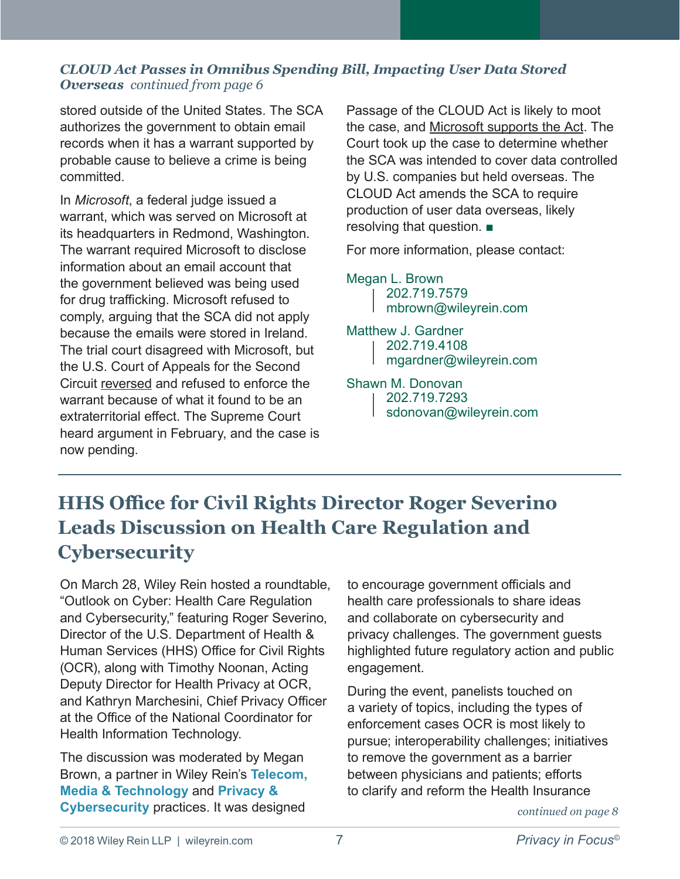*CLOUD Act Passes in Omnibus Spending Bill, Impacting User Data Stored Overseas continued from page 6*

stored outside of the United States. The SCA authorizes the government to obtain email records when it has a warrant supported by probable cause to believe a crime is being committed.

In *Microsoft*, a federal judge issued a warrant, which was served on Microsoft at its headquarters in Redmond, Washington. The warrant required Microsoft to disclose information about an email account that the government believed was being used for drug trafficking. Microsoft refused to comply, arguing that the SCA did not apply because the emails were stored in Ireland. The trial court disagreed with Microsoft, but the U.S. Court of Appeals for the Second Circuit reversed and refused to enforce the warrant because of what it found to be an extraterritorial effect. The Supreme Court heard argument in February, and the case is now pending.

Passage of the CLOUD Act is likely to moot the case, and Microsoft supports the Act. The Court took up the case to determine whether the SCA was intended to cover data controlled by U.S. companies but held overseas. The CLOUD Act amends the SCA to require production of user data overseas, likely resolving that question. ■

For more information, please contact:

Megan L. Brown
202.719.7579
mbrown@wileyrein.com

Matthew J. Gardner
202.719.4108
mgardner@wileyrein.com

Shawn M. Donovan
202.719.7293
sdonovan@wileyrein.com

## HHS Office for Civil Rights Director Roger Severino Leads Discussion on Health Care Regulation and Cybersecurity

On March 28, Wiley Rein hosted a roundtable, "Outlook on Cyber: Health Care Regulation and Cybersecurity," featuring Roger Severino, Director of the U.S. Department of Health & Human Services (HHS) Office for Civil Rights (OCR), along with Timothy Noonan, Acting Deputy Director for Health Privacy at OCR, and Kathryn Marchesini, Chief Privacy Officer at the Office of the National Coordinator for Health Information Technology.

The discussion was moderated by Megan Brown, a partner in Wiley Rein's **Telecom, Media & Technology** and **Privacy & Cybersecurity** practices. It was designed to encourage government officials and health care professionals to share ideas and collaborate on cybersecurity and privacy challenges. The government guests highlighted future regulatory action and public engagement.

During the event, panelists touched on a variety of topics, including the types of enforcement cases OCR is most likely to pursue; interoperability challenges; initiatives to remove the government as a barrier between physicians and patients; efforts to clarify and reform the Health Insurance

*continued on page 8*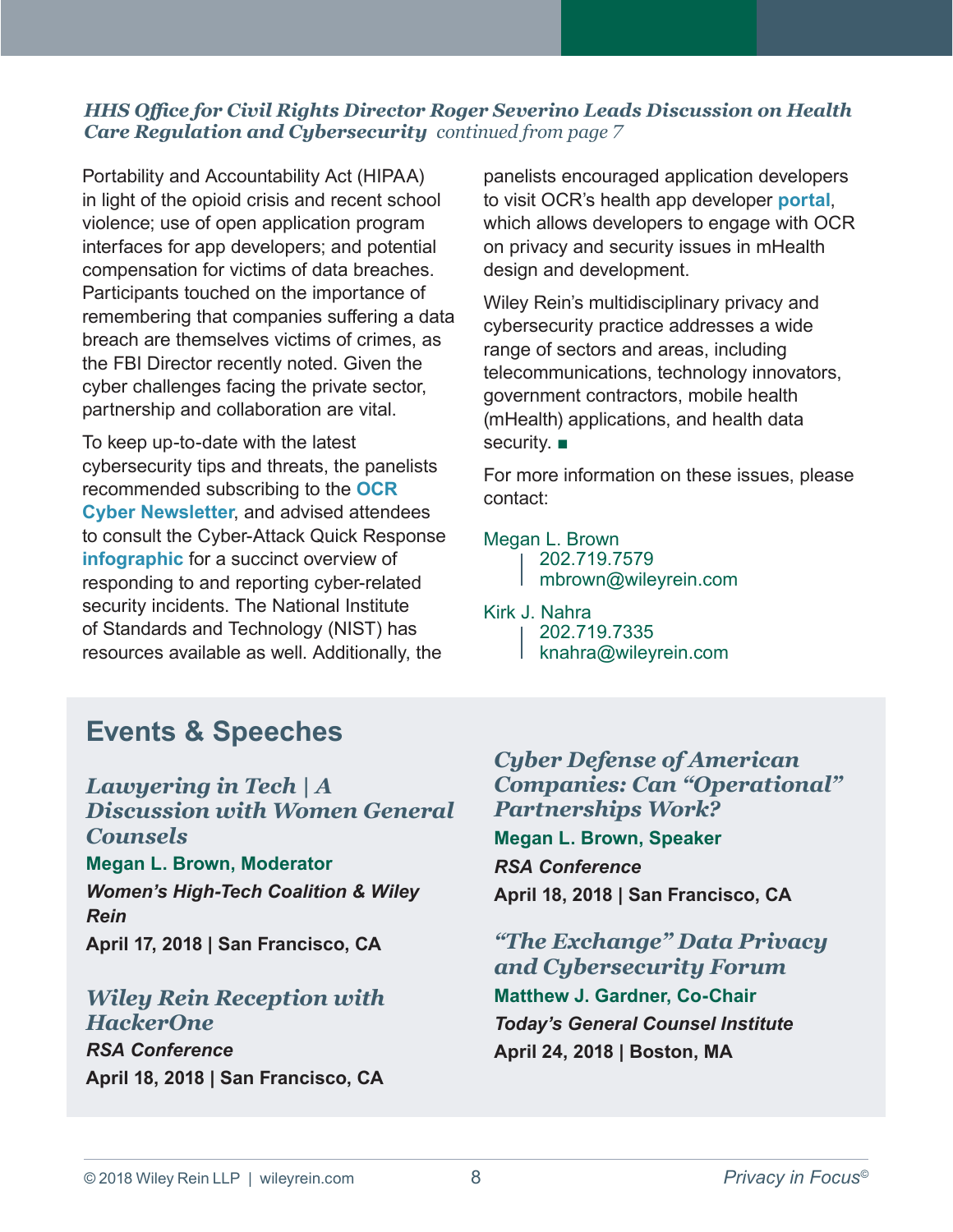*HHS Office for Civil Rights Director Roger Severino Leads Discussion on Health Care Regulation and Cybersecurity continued from page 7*

Portability and Accountability Act (HIPAA) in light of the opioid crisis and recent school violence; use of open application program interfaces for app developers; and potential compensation for victims of data breaches. Participants touched on the importance of remembering that companies suffering a data breach are themselves victims of crimes, as the FBI Director recently noted. Given the cyber challenges facing the private sector, partnership and collaboration are vital.

To keep up-to-date with the latest cybersecurity tips and threats, the panelists recommended subscribing to the **OCR Cyber Newsletter**, and advised attendees to consult the Cyber-Attack Quick Response **infographic** for a succinct overview of responding to and reporting cyber-related security incidents. The National Institute of Standards and Technology (NIST) has resources available as well. Additionally, the panelists encouraged application developers to visit OCR's health app developer **portal**, which allows developers to engage with OCR on privacy and security issues in mHealth design and development.

Wiley Rein's multidisciplinary privacy and cybersecurity practice addresses a wide range of sectors and areas, including telecommunications, technology innovators, government contractors, mobile health (mHealth) applications, and health data security. ■

For more information on these issues, please contact:

Megan L. Brown
202.719.7579
mbrown@wileyrein.com

Kirk J. Nahra
202.719.7335
knahra@wileyrein.com

## Events & Speeches

### *Lawyering in Tech | A Discussion with Women General Counsels*

**Megan L. Brown, Moderator**

***Women's High-Tech Coalition & Wiley Rein***

**April 17, 2018 | San Francisco, CA**

### *Wiley Rein Reception with HackerOne*

***RSA Conference***

**April 18, 2018 | San Francisco, CA**

### *Cyber Defense of American Companies: Can "Operational" Partnerships Work?*

**Megan L. Brown, Speaker**

***RSA Conference***

**April 18, 2018 | San Francisco, CA**

### *"The Exchange" Data Privacy and Cybersecurity Forum*

**Matthew J. Gardner, Co-Chair**

***Today's General Counsel Institute***

**April 24, 2018 | Boston, MA**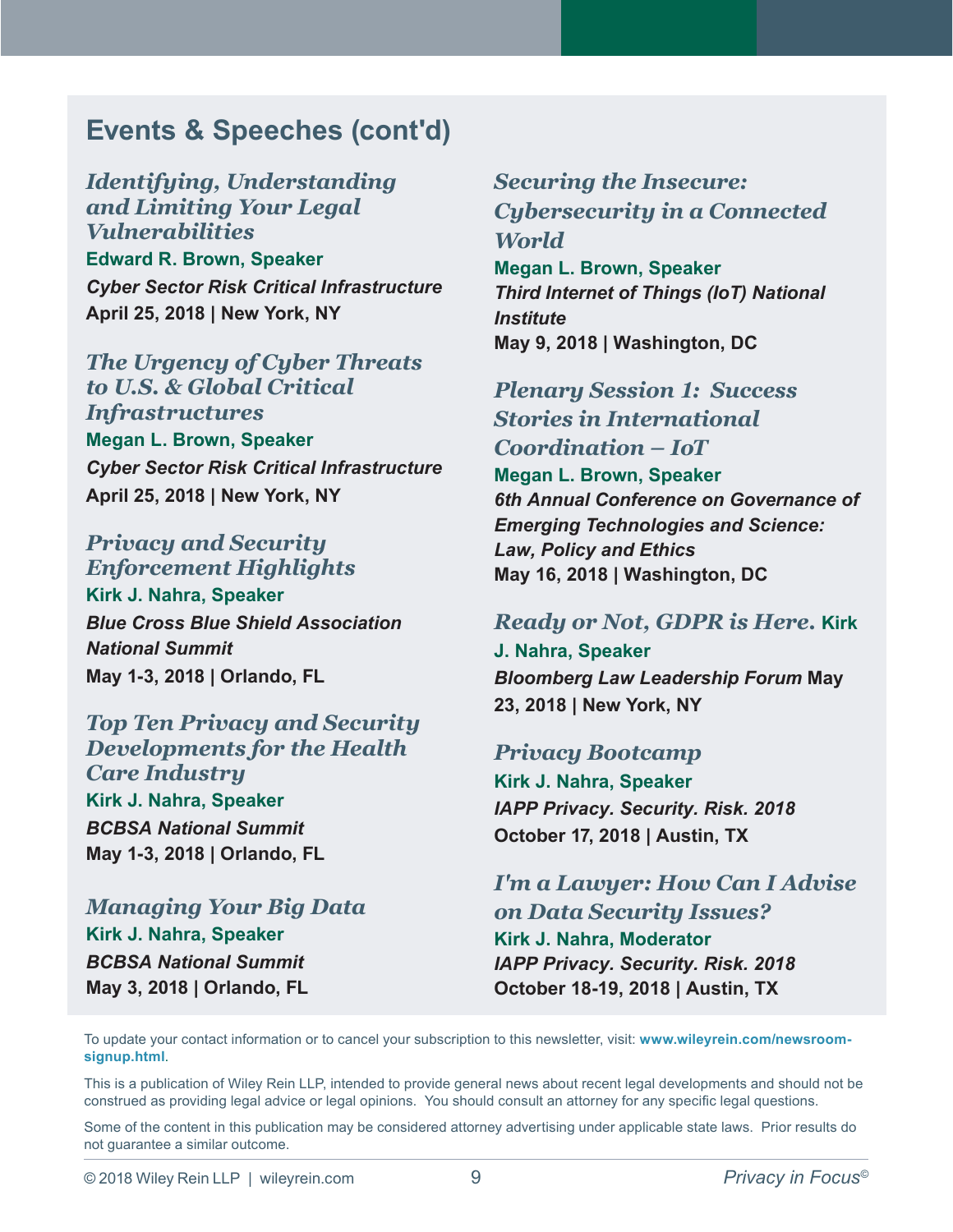## Events & Speeches (cont'd)

***Identifying, Understanding and Limiting Your Legal Vulnerabilities***
**Edward R. Brown, Speaker**
***Cyber Sector Risk Critical Infrastructure***
**April 25, 2018 | New York, NY**

***The Urgency of Cyber Threats to U.S. & Global Critical Infrastructures***
**Megan L. Brown, Speaker**
***Cyber Sector Risk Critical Infrastructure***
**April 25, 2018 | New York, NY**

***Privacy and Security Enforcement Highlights***
**Kirk J. Nahra, Speaker**
***Blue Cross Blue Shield Association National Summit***
**May 1-3, 2018 | Orlando, FL**

***Top Ten Privacy and Security Developments for the Health Care Industry***
**Kirk J. Nahra, Speaker**
***BCBSA National Summit***
**May 1-3, 2018 | Orlando, FL**

***Managing Your Big Data***
**Kirk J. Nahra, Speaker**
***BCBSA National Summit***
**May 3, 2018 | Orlando, FL**

***Securing the Insecure: Cybersecurity in a Connected World***
**Megan L. Brown, Speaker**
***Third Internet of Things (IoT) National Institute***
**May 9, 2018 | Washington, DC**

***Plenary Session 1: Success Stories in International Coordination – IoT***
**Megan L. Brown, Speaker**
***6th Annual Conference on Governance of Emerging Technologies and Science: Law, Policy and Ethics***
**May 16, 2018 | Washington, DC**

***Ready or Not, GDPR is Here.*** **Kirk J. Nahra, Speaker**
***Bloomberg Law Leadership Forum*** **May 23, 2018 | New York, NY**

***Privacy Bootcamp***
**Kirk J. Nahra, Speaker**
***IAPP Privacy. Security. Risk. 2018***
**October 17, 2018 | Austin, TX**

***I'm a Lawyer: How Can I Advise on Data Security Issues?***
**Kirk J. Nahra, Moderator**
***IAPP Privacy. Security. Risk. 2018***
**October 18-19, 2018 | Austin, TX**

To update your contact information or to cancel your subscription to this newsletter, visit: **www.wileyrein.com/newsroom-signup.html**.

This is a publication of Wiley Rein LLP, intended to provide general news about recent legal developments and should not be construed as providing legal advice or legal opinions. You should consult an attorney for any specific legal questions.

Some of the content in this publication may be considered attorney advertising under applicable state laws. Prior results do not guarantee a similar outcome.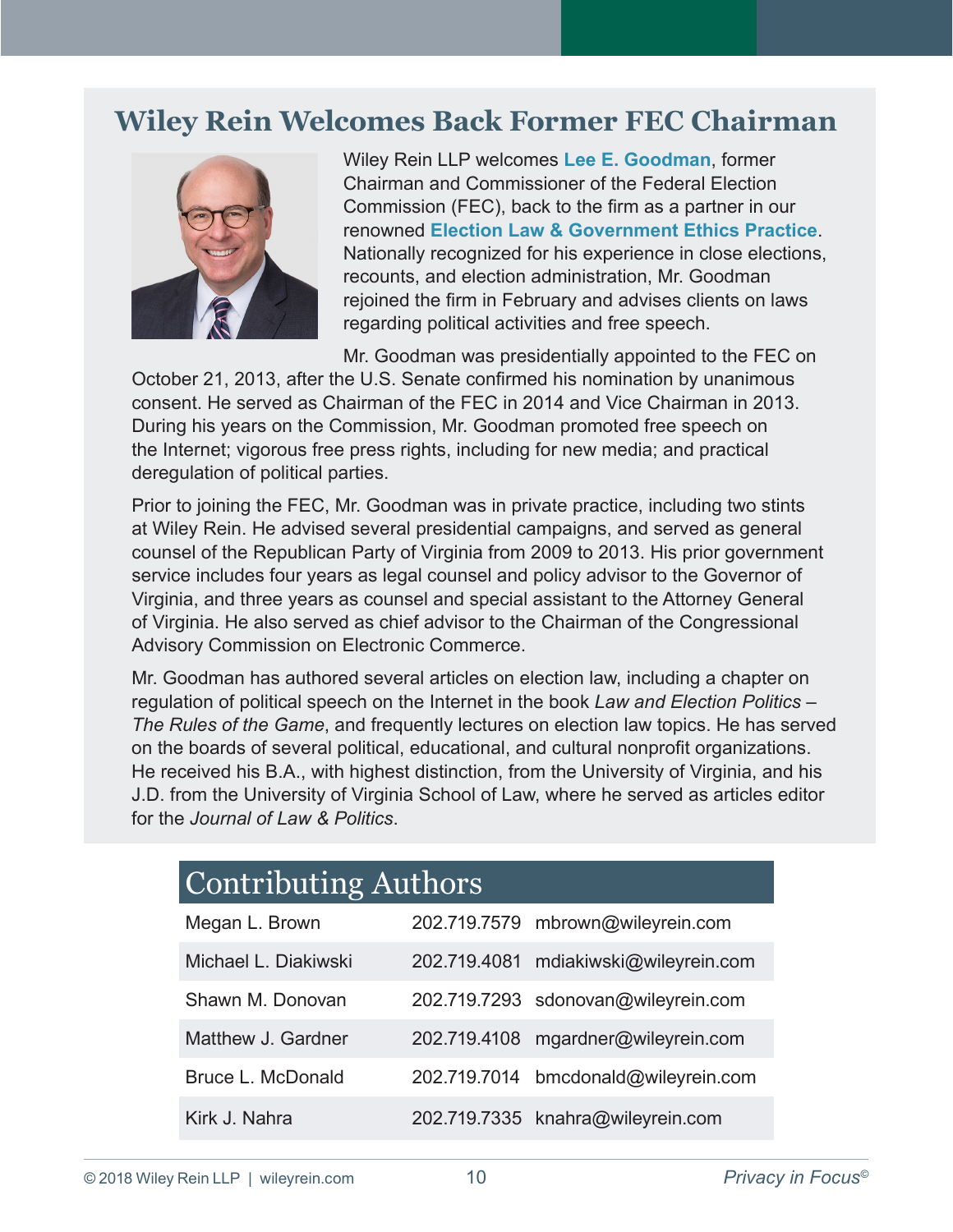## Wiley Rein Welcomes Back Former FEC Chairman

Wiley Rein LLP welcomes **Lee E. Goodman**, former Chairman and Commissioner of the Federal Election Commission (FEC), back to the firm as a partner in our renowned **Election Law & Government Ethics Practice**. Nationally recognized for his experience in close elections, recounts, and election administration, Mr. Goodman rejoined the firm in February and advises clients on laws regarding political activities and free speech.

Mr. Goodman was presidentially appointed to the FEC on October 21, 2013, after the U.S. Senate confirmed his nomination by unanimous consent. He served as Chairman of the FEC in 2014 and Vice Chairman in 2013. During his years on the Commission, Mr. Goodman promoted free speech on the Internet; vigorous free press rights, including for new media; and practical deregulation of political parties.

Prior to joining the FEC, Mr. Goodman was in private practice, including two stints at Wiley Rein. He advised several presidential campaigns, and served as general counsel of the Republican Party of Virginia from 2009 to 2013. His prior government service includes four years as legal counsel and policy advisor to the Governor of Virginia, and three years as counsel and special assistant to the Attorney General of Virginia. He also served as chief advisor to the Chairman of the Congressional Advisory Commission on Electronic Commerce.

Mr. Goodman has authored several articles on election law, including a chapter on regulation of political speech on the Internet in the book *Law and Election Politics – The Rules of the Game*, and frequently lectures on election law topics. He has served on the boards of several political, educational, and cultural nonprofit organizations. He received his B.A., with highest distinction, from the University of Virginia, and his J.D. from the University of Virginia School of Law, where he served as articles editor for the *Journal of Law & Politics*.

## Contributing Authors

| | | |
|---|---|---|
| Megan L. Brown | 202.719.7579 | mbrown@wileyrein.com |
| Michael L. Diakiwski | 202.719.4081 | mdiakiwski@wileyrein.com |
| Shawn M. Donovan | 202.719.7293 | sdonovan@wileyrein.com |
| Matthew J. Gardner | 202.719.4108 | mgardner@wileyrein.com |
| Bruce L. McDonald | 202.719.7014 | bmcdonald@wileyrein.com |
| Kirk J. Nahra | 202.719.7335 | knahra@wileyrein.com |